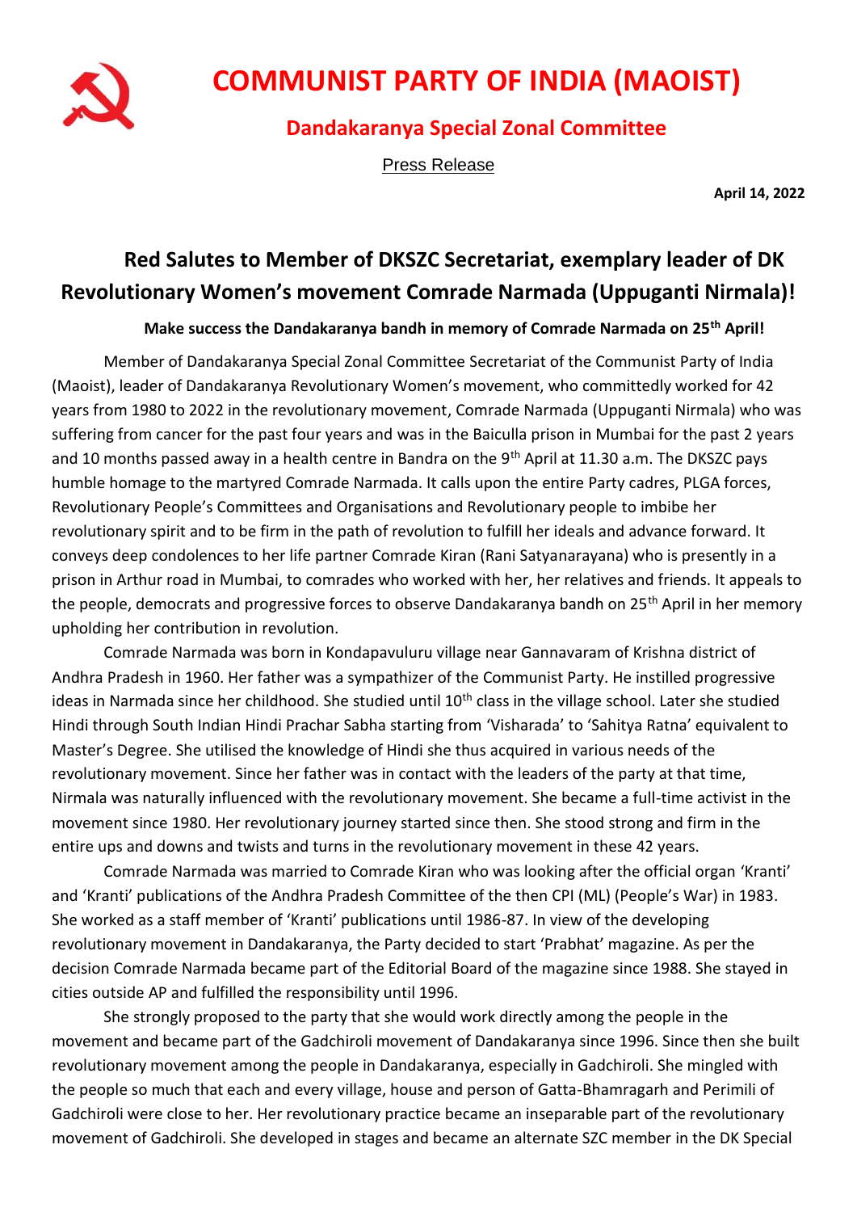# COMMUNIST PARTY OF INDIA (MAOIST)

## Dandakaranya Special Zonal Committee

Press Release

**April 14, 2022**

## Red Salutes to Member of DKSZC Secretariat, exemplary leader of DK Revolutionary Women's movement Comrade Narmada (Uppuganti Nirmala)!

**Make success the Dandakaranya bandh in memory of Comrade Narmada on 25th April!**

Member of Dandakaranya Special Zonal Committee Secretariat of the Communist Party of India (Maoist), leader of Dandakaranya Revolutionary Women's movement, who committedly worked for 42 years from 1980 to 2022 in the revolutionary movement, Comrade Narmada (Uppuganti Nirmala) who was suffering from cancer for the past four years and was in the Baiculla prison in Mumbai for the past 2 years and 10 months passed away in a health centre in Bandra on the 9th April at 11.30 a.m. The DKSZC pays humble homage to the martyred Comrade Narmada. It calls upon the entire Party cadres, PLGA forces, Revolutionary People's Committees and Organisations and Revolutionary people to imbibe her revolutionary spirit and to be firm in the path of revolution to fulfill her ideals and advance forward. It conveys deep condolences to her life partner Comrade Kiran (Rani Satyanarayana) who is presently in a prison in Arthur road in Mumbai, to comrades who worked with her, her relatives and friends. It appeals to the people, democrats and progressive forces to observe Dandakaranya bandh on 25th April in her memory upholding her contribution in revolution.

Comrade Narmada was born in Kondapavuluru village near Gannavaram of Krishna district of Andhra Pradesh in 1960. Her father was a sympathizer of the Communist Party. He instilled progressive ideas in Narmada since her childhood. She studied until 10th class in the village school. Later she studied Hindi through South Indian Hindi Prachar Sabha starting from 'Visharada' to 'Sahitya Ratna' equivalent to Master's Degree. She utilised the knowledge of Hindi she thus acquired in various needs of the revolutionary movement. Since her father was in contact with the leaders of the party at that time, Nirmala was naturally influenced with the revolutionary movement. She became a full-time activist in the movement since 1980. Her revolutionary journey started since then. She stood strong and firm in the entire ups and downs and twists and turns in the revolutionary movement in these 42 years.

Comrade Narmada was married to Comrade Kiran who was looking after the official organ 'Kranti' and 'Kranti' publications of the Andhra Pradesh Committee of the then CPI (ML) (People's War) in 1983. She worked as a staff member of 'Kranti' publications until 1986-87. In view of the developing revolutionary movement in Dandakaranya, the Party decided to start 'Prabhat' magazine. As per the decision Comrade Narmada became part of the Editorial Board of the magazine since 1988. She stayed in cities outside AP and fulfilled the responsibility until 1996.

She strongly proposed to the party that she would work directly among the people in the movement and became part of the Gadchiroli movement of Dandakaranya since 1996. Since then she built revolutionary movement among the people in Dandakaranya, especially in Gadchiroli. She mingled with the people so much that each and every village, house and person of Gatta-Bhamragarh and Perimili of Gadchiroli were close to her. Her revolutionary practice became an inseparable part of the revolutionary movement of Gadchiroli. She developed in stages and became an alternate SZC member in the DK Special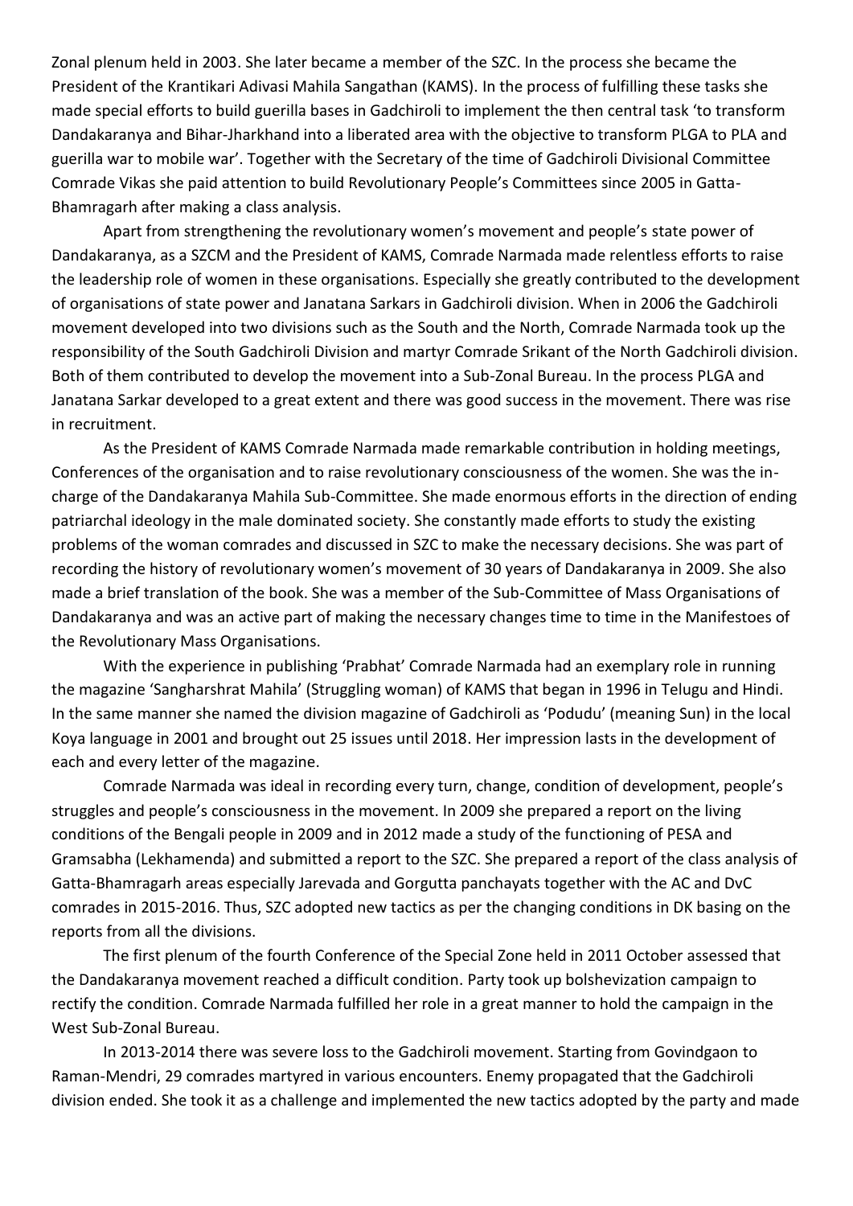Zonal plenum held in 2003. She later became a member of the SZC. In the process she became the President of the Krantikari Adivasi Mahila Sangathan (KAMS). In the process of fulfilling these tasks she made special efforts to build guerilla bases in Gadchiroli to implement the then central task 'to transform Dandakaranya and Bihar-Jharkhand into a liberated area with the objective to transform PLGA to PLA and guerilla war to mobile war'. Together with the Secretary of the time of Gadchiroli Divisional Committee Comrade Vikas she paid attention to build Revolutionary People's Committees since 2005 in Gatta-Bhamragarh after making a class analysis.

Apart from strengthening the revolutionary women's movement and people's state power of Dandakaranya, as a SZCM and the President of KAMS, Comrade Narmada made relentless efforts to raise the leadership role of women in these organisations. Especially she greatly contributed to the development of organisations of state power and Janatana Sarkars in Gadchiroli division. When in 2006 the Gadchiroli movement developed into two divisions such as the South and the North, Comrade Narmada took up the responsibility of the South Gadchiroli Division and martyr Comrade Srikant of the North Gadchiroli division. Both of them contributed to develop the movement into a Sub-Zonal Bureau. In the process PLGA and Janatana Sarkar developed to a great extent and there was good success in the movement. There was rise in recruitment.

As the President of KAMS Comrade Narmada made remarkable contribution in holding meetings, Conferences of the organisation and to raise revolutionary consciousness of the women. She was the in-charge of the Dandakaranya Mahila Sub-Committee. She made enormous efforts in the direction of ending patriarchal ideology in the male dominated society. She constantly made efforts to study the existing problems of the woman comrades and discussed in SZC to make the necessary decisions. She was part of recording the history of revolutionary women's movement of 30 years of Dandakaranya in 2009. She also made a brief translation of the book. She was a member of the Sub-Committee of Mass Organisations of Dandakaranya and was an active part of making the necessary changes time to time in the Manifestoes of the Revolutionary Mass Organisations.

With the experience in publishing 'Prabhat' Comrade Narmada had an exemplary role in running the magazine 'Sangharshrat Mahila' (Struggling woman) of KAMS that began in 1996 in Telugu and Hindi. In the same manner she named the division magazine of Gadchiroli as 'Podudu' (meaning Sun) in the local Koya language in 2001 and brought out 25 issues until 2018. Her impression lasts in the development of each and every letter of the magazine.

Comrade Narmada was ideal in recording every turn, change, condition of development, people's struggles and people's consciousness in the movement. In 2009 she prepared a report on the living conditions of the Bengali people in 2009 and in 2012 made a study of the functioning of PESA and Gramsabha (Lekhamenda) and submitted a report to the SZC. She prepared a report of the class analysis of Gatta-Bhamragarh areas especially Jarevada and Gorgutta panchayats together with the AC and DvC comrades in 2015-2016. Thus, SZC adopted new tactics as per the changing conditions in DK basing on the reports from all the divisions.

The first plenum of the fourth Conference of the Special Zone held in 2011 October assessed that the Dandakaranya movement reached a difficult condition. Party took up bolshevization campaign to rectify the condition. Comrade Narmada fulfilled her role in a great manner to hold the campaign in the West Sub-Zonal Bureau.

In 2013-2014 there was severe loss to the Gadchiroli movement. Starting from Govindgaon to Raman-Mendri, 29 comrades martyred in various encounters. Enemy propagated that the Gadchiroli division ended. She took it as a challenge and implemented the new tactics adopted by the party and made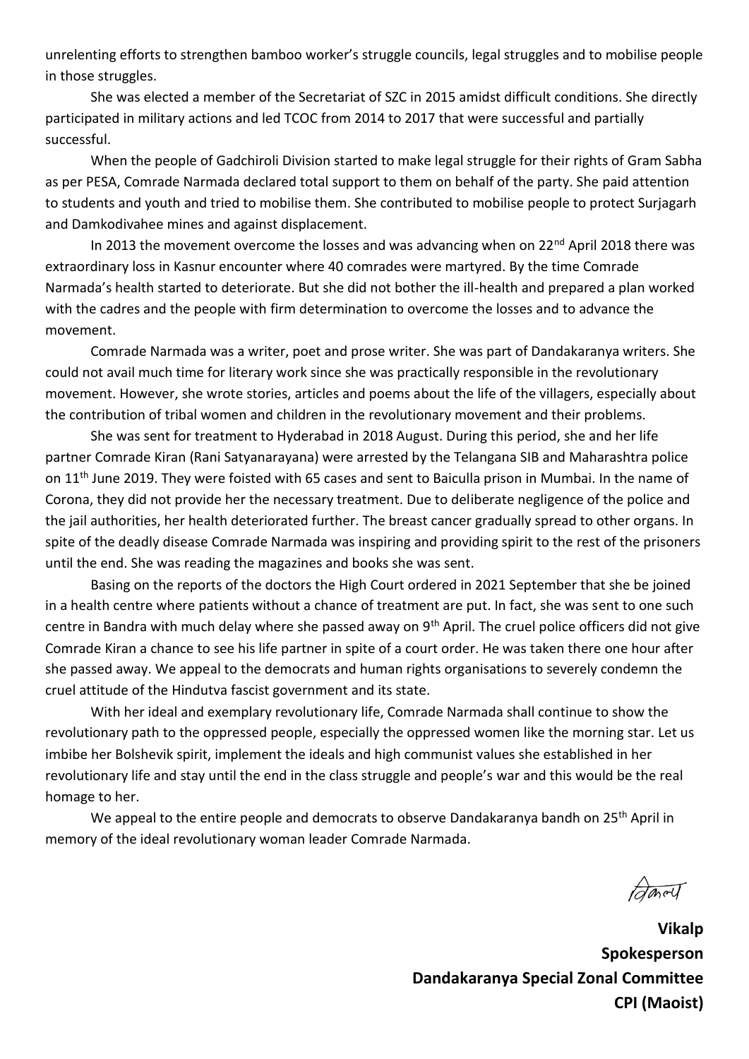unrelenting efforts to strengthen bamboo worker's struggle councils, legal struggles and to mobilise people in those struggles.

She was elected a member of the Secretariat of SZC in 2015 amidst difficult conditions. She directly participated in military actions and led TCOC from 2014 to 2017 that were successful and partially successful.

When the people of Gadchiroli Division started to make legal struggle for their rights of Gram Sabha as per PESA, Comrade Narmada declared total support to them on behalf of the party. She paid attention to students and youth and tried to mobilise them. She contributed to mobilise people to protect Surjagarh and Damkodivahee mines and against displacement.

In 2013 the movement overcome the losses and was advancing when on 22nd April 2018 there was extraordinary loss in Kasnur encounter where 40 comrades were martyred. By the time Comrade Narmada's health started to deteriorate. But she did not bother the ill-health and prepared a plan worked with the cadres and the people with firm determination to overcome the losses and to advance the movement.

Comrade Narmada was a writer, poet and prose writer. She was part of Dandakaranya writers. She could not avail much time for literary work since she was practically responsible in the revolutionary movement. However, she wrote stories, articles and poems about the life of the villagers, especially about the contribution of tribal women and children in the revolutionary movement and their problems.

She was sent for treatment to Hyderabad in 2018 August. During this period, she and her life partner Comrade Kiran (Rani Satyanarayana) were arrested by the Telangana SIB and Maharashtra police on 11th June 2019. They were foisted with 65 cases and sent to Baiculla prison in Mumbai. In the name of Corona, they did not provide her the necessary treatment. Due to deliberate negligence of the police and the jail authorities, her health deteriorated further. The breast cancer gradually spread to other organs. In spite of the deadly disease Comrade Narmada was inspiring and providing spirit to the rest of the prisoners until the end. She was reading the magazines and books she was sent.

Basing on the reports of the doctors the High Court ordered in 2021 September that she be joined in a health centre where patients without a chance of treatment are put. In fact, she was sent to one such centre in Bandra with much delay where she passed away on 9th April. The cruel police officers did not give Comrade Kiran a chance to see his life partner in spite of a court order. He was taken there one hour after she passed away. We appeal to the democrats and human rights organisations to severely condemn the cruel attitude of the Hindutva fascist government and its state.

With her ideal and exemplary revolutionary life, Comrade Narmada shall continue to show the revolutionary path to the oppressed people, especially the oppressed women like the morning star. Let us imbibe her Bolshevik spirit, implement the ideals and high communist values she established in her revolutionary life and stay until the end in the class struggle and people's war and this would be the real homage to her.

We appeal to the entire people and democrats to observe Dandakaranya bandh on 25th April in memory of the ideal revolutionary woman leader Comrade Narmada.

विकल्प

**Vikalp**
**Spokesperson**
**Dandakaranya Special Zonal Committee**
**CPI (Maoist)**